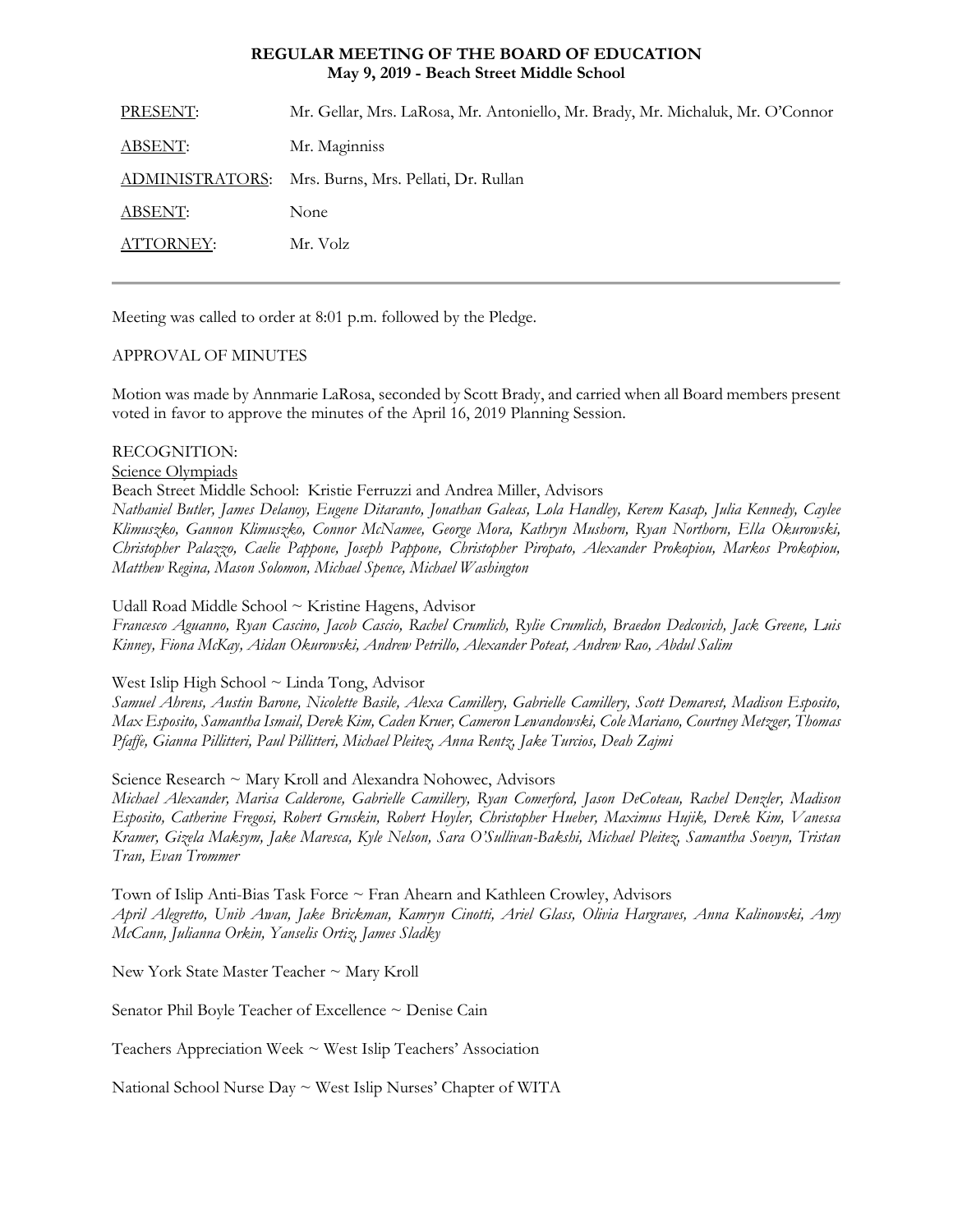**REGULAR MEETING OF THE BOARD OF EDUCATION**
**May 9, 2019 - Beach Street Middle School**

| | |
|---|---|
| PRESENT: | Mr. Gellar, Mrs. LaRosa, Mr. Antoniello, Mr. Brady, Mr. Michaluk, Mr. O'Connor |
| ABSENT: | Mr. Maginniss |
| ADMINISTRATORS: | Mrs. Burns, Mrs. Pellati, Dr. Rullan |
| ABSENT: | None |
| ATTORNEY: | Mr. Volz |

Meeting was called to order at 8:01 p.m. followed by the Pledge.

APPROVAL OF MINUTES

Motion was made by Annmarie LaRosa, seconded by Scott Brady, and carried when all Board members present voted in favor to approve the minutes of the April 16, 2019 Planning Session.

RECOGNITION:

Science Olympiads

Beach Street Middle School: Kristie Ferruzzi and Andrea Miller, Advisors

*Nathaniel Butler, James Delanoy, Eugene Ditaranto, Jonathan Galeas, Lola Handley, Kerem Kasap, Julia Kennedy, Caylee Klimuszko, Gannon Klimuszko, Connor McNamee, George Mora, Kathryn Mushorn, Ryan Northorn, Ella Okurowski, Christopher Palazzo, Caelie Pappone, Joseph Pappone, Christopher Piropato, Alexander Prokopiou, Markos Prokopiou, Matthew Regina, Mason Solomon, Michael Spence, Michael Washington*

Udall Road Middle School ~ Kristine Hagens, Advisor

*Francesco Aguanno, Ryan Cascino, Jacob Cascio, Rachel Crumlich, Rylie Crumlich, Braedon Dedcovich, Jack Greene, Luis Kinney, Fiona McKay, Aidan Okurowski, Andrew Petrillo, Alexander Poteat, Andrew Rao, Abdul Salim*

West Islip High School ~ Linda Tong, Advisor

*Samuel Ahrens, Austin Barone, Nicolette Basile, Alexa Camillery, Gabrielle Camillery, Scott Demarest, Madison Esposito, Max Esposito, Samantha Ismail, Derek Kim, Caden Kruer, Cameron Lewandowski, Cole Mariano, Courtney Metzger, Thomas Pfaffe, Gianna Pillitteri, Paul Pillitteri, Michael Pleitez, Anna Rentz, Jake Turcios, Deah Zajmi*

Science Research ~ Mary Kroll and Alexandra Nohowec, Advisors

*Michael Alexander, Marisa Calderone, Gabrielle Camillery, Ryan Comerford, Jason DeCoteau, Rachel Denzler, Madison Esposito, Catherine Fregosi, Robert Gruskin, Robert Hoyler, Christopher Hueber, Maximus Hujik, Derek Kim, Vanessa Kramer, Gizela Maksym, Jake Maresca, Kyle Nelson, Sara O'Sullivan-Bakshi, Michael Pleitez, Samantha Soevyn, Tristan Tran, Evan Trommer*

Town of Islip Anti-Bias Task Force ~ Fran Ahearn and Kathleen Crowley, Advisors

*April Alegretto, Unib Awan, Jake Brickman, Kamryn Cinotti, Ariel Glass, Olivia Hargraves, Anna Kalinowski, Amy McCann, Julianna Orkin, Yanselis Ortiz, James Sladky*

New York State Master Teacher ~ Mary Kroll

Senator Phil Boyle Teacher of Excellence ~ Denise Cain

Teachers Appreciation Week ~ West Islip Teachers' Association

National School Nurse Day ~ West Islip Nurses' Chapter of WITA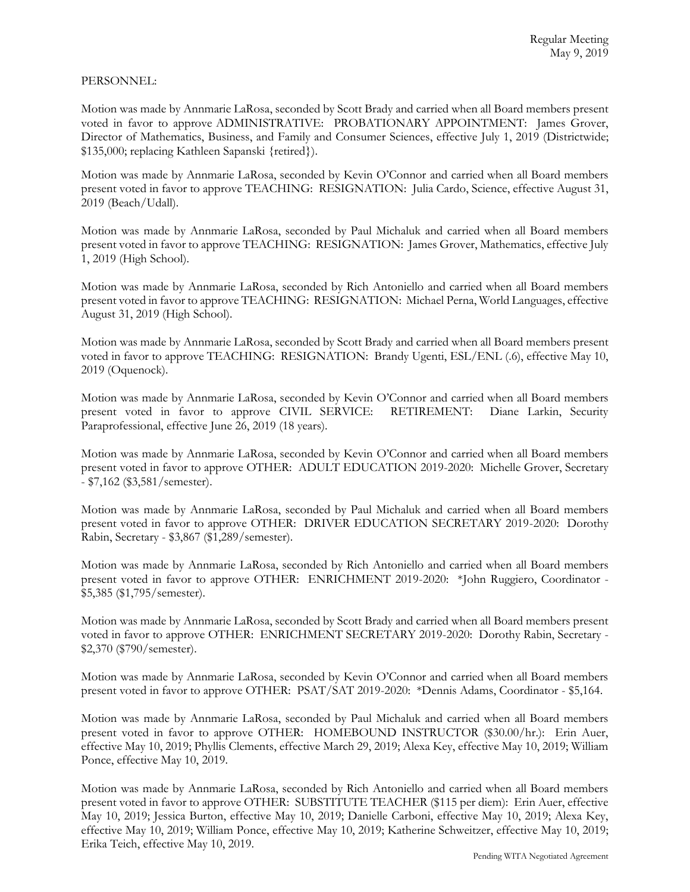PERSONNEL:

Motion was made by Annmarie LaRosa, seconded by Scott Brady and carried when all Board members present voted in favor to approve ADMINISTRATIVE: PROBATIONARY APPOINTMENT: James Grover, Director of Mathematics, Business, and Family and Consumer Sciences, effective July 1, 2019 (Districtwide; $135,000; replacing Kathleen Sapanski {retired}).

Motion was made by Annmarie LaRosa, seconded by Kevin O'Connor and carried when all Board members present voted in favor to approve TEACHING: RESIGNATION: Julia Cardo, Science, effective August 31, 2019 (Beach/Udall).

Motion was made by Annmarie LaRosa, seconded by Paul Michaluk and carried when all Board members present voted in favor to approve TEACHING: RESIGNATION: James Grover, Mathematics, effective July 1, 2019 (High School).

Motion was made by Annmarie LaRosa, seconded by Rich Antoniello and carried when all Board members present voted in favor to approve TEACHING: RESIGNATION: Michael Perna, World Languages, effective August 31, 2019 (High School).

Motion was made by Annmarie LaRosa, seconded by Scott Brady and carried when all Board members present voted in favor to approve TEACHING: RESIGNATION: Brandy Ugenti, ESL/ENL (.6), effective May 10, 2019 (Oquenock).

Motion was made by Annmarie LaRosa, seconded by Kevin O'Connor and carried when all Board members present voted in favor to approve CIVIL SERVICE: RETIREMENT: Diane Larkin, Security Paraprofessional, effective June 26, 2019 (18 years).

Motion was made by Annmarie LaRosa, seconded by Kevin O'Connor and carried when all Board members present voted in favor to approve OTHER: ADULT EDUCATION 2019-2020: Michelle Grover, Secretary - $7,162 ($3,581/semester).

Motion was made by Annmarie LaRosa, seconded by Paul Michaluk and carried when all Board members present voted in favor to approve OTHER: DRIVER EDUCATION SECRETARY 2019-2020: Dorothy Rabin, Secretary - $3,867 ($1,289/semester).

Motion was made by Annmarie LaRosa, seconded by Rich Antoniello and carried when all Board members present voted in favor to approve OTHER: ENRICHMENT 2019-2020: *John Ruggiero, Coordinator - $5,385 ($1,795/semester).

Motion was made by Annmarie LaRosa, seconded by Scott Brady and carried when all Board members present voted in favor to approve OTHER: ENRICHMENT SECRETARY 2019-2020: Dorothy Rabin, Secretary - $2,370 ($790/semester).

Motion was made by Annmarie LaRosa, seconded by Kevin O'Connor and carried when all Board members present voted in favor to approve OTHER: PSAT/SAT 2019-2020: *Dennis Adams, Coordinator - $5,164.

Motion was made by Annmarie LaRosa, seconded by Paul Michaluk and carried when all Board members present voted in favor to approve OTHER: HOMEBOUND INSTRUCTOR ($30.00/hr.): Erin Auer, effective May 10, 2019; Phyllis Clements, effective March 29, 2019; Alexa Key, effective May 10, 2019; William Ponce, effective May 10, 2019.

Motion was made by Annmarie LaRosa, seconded by Rich Antoniello and carried when all Board members present voted in favor to approve OTHER: SUBSTITUTE TEACHER ($115 per diem): Erin Auer, effective May 10, 2019; Jessica Burton, effective May 10, 2019; Danielle Carboni, effective May 10, 2019; Alexa Key, effective May 10, 2019; William Ponce, effective May 10, 2019; Katherine Schweitzer, effective May 10, 2019; Erika Teich, effective May 10, 2019.

Pending WITA Negotiated Agreement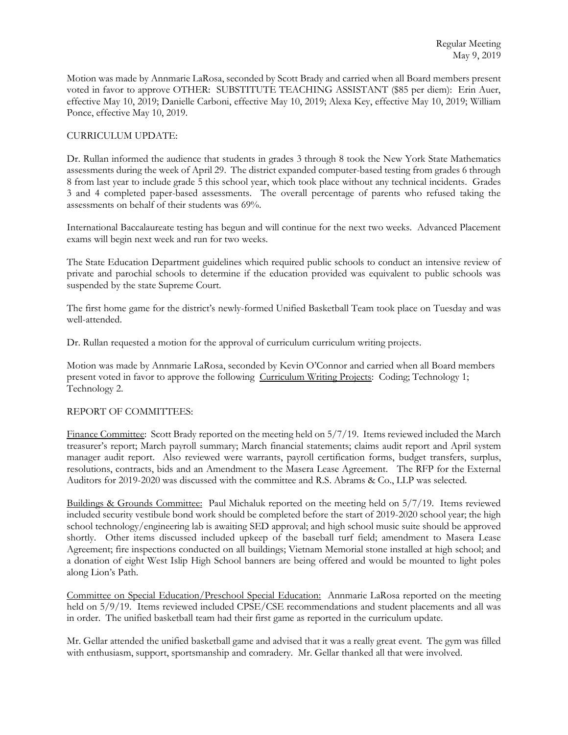Motion was made by Annmarie LaRosa, seconded by Scott Brady and carried when all Board members present voted in favor to approve OTHER: SUBSTITUTE TEACHING ASSISTANT ($85 per diem): Erin Auer, effective May 10, 2019; Danielle Carboni, effective May 10, 2019; Alexa Key, effective May 10, 2019; William Ponce, effective May 10, 2019.

CURRICULUM UPDATE:

Dr. Rullan informed the audience that students in grades 3 through 8 took the New York State Mathematics assessments during the week of April 29. The district expanded computer-based testing from grades 6 through 8 from last year to include grade 5 this school year, which took place without any technical incidents. Grades 3 and 4 completed paper-based assessments. The overall percentage of parents who refused taking the assessments on behalf of their students was 69%.

International Baccalaureate testing has begun and will continue for the next two weeks. Advanced Placement exams will begin next week and run for two weeks.

The State Education Department guidelines which required public schools to conduct an intensive review of private and parochial schools to determine if the education provided was equivalent to public schools was suspended by the state Supreme Court.

The first home game for the district's newly-formed Unified Basketball Team took place on Tuesday and was well-attended.

Dr. Rullan requested a motion for the approval of curriculum curriculum writing projects.

Motion was made by Annmarie LaRosa, seconded by Kevin O'Connor and carried when all Board members present voted in favor to approve the following Curriculum Writing Projects: Coding; Technology 1; Technology 2.

REPORT OF COMMITTEES:

Finance Committee: Scott Brady reported on the meeting held on 5/7/19. Items reviewed included the March treasurer's report; March payroll summary; March financial statements; claims audit report and April system manager audit report. Also reviewed were warrants, payroll certification forms, budget transfers, surplus, resolutions, contracts, bids and an Amendment to the Masera Lease Agreement. The RFP for the External Auditors for 2019-2020 was discussed with the committee and R.S. Abrams & Co., LLP was selected.

Buildings & Grounds Committee: Paul Michaluk reported on the meeting held on 5/7/19. Items reviewed included security vestibule bond work should be completed before the start of 2019-2020 school year; the high school technology/engineering lab is awaiting SED approval; and high school music suite should be approved shortly. Other items discussed included upkeep of the baseball turf field; amendment to Masera Lease Agreement; fire inspections conducted on all buildings; Vietnam Memorial stone installed at high school; and a donation of eight West Islip High School banners are being offered and would be mounted to light poles along Lion's Path.

Committee on Special Education/Preschool Special Education: Annmarie LaRosa reported on the meeting held on 5/9/19. Items reviewed included CPSE/CSE recommendations and student placements and all was in order. The unified basketball team had their first game as reported in the curriculum update.

Mr. Gellar attended the unified basketball game and advised that it was a really great event. The gym was filled with enthusiasm, support, sportsmanship and comradery. Mr. Gellar thanked all that were involved.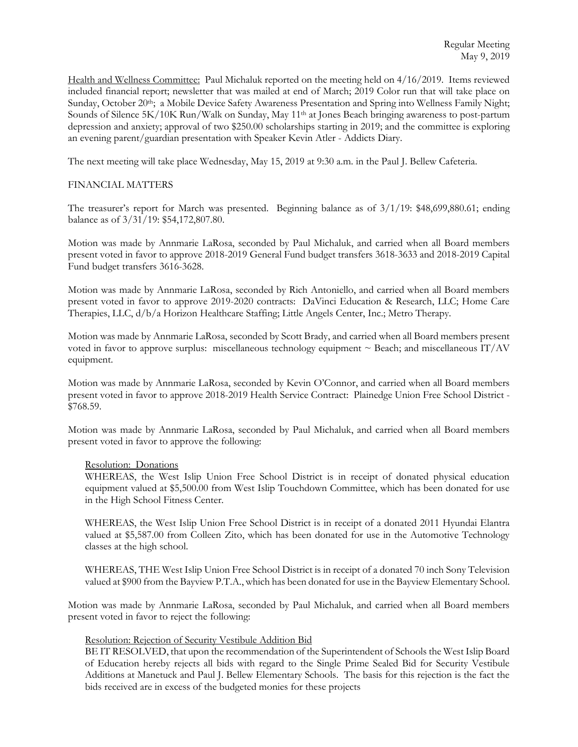Health and Wellness Committee: Paul Michaluk reported on the meeting held on 4/16/2019. Items reviewed included financial report; newsletter that was mailed at end of March; 2019 Color run that will take place on Sunday, October 20th; a Mobile Device Safety Awareness Presentation and Spring into Wellness Family Night; Sounds of Silence 5K/10K Run/Walk on Sunday, May 11th at Jones Beach bringing awareness to post-partum depression and anxiety; approval of two $250.00 scholarships starting in 2019; and the committee is exploring an evening parent/guardian presentation with Speaker Kevin Atler - Addicts Diary.

The next meeting will take place Wednesday, May 15, 2019 at 9:30 a.m. in the Paul J. Bellew Cafeteria.

FINANCIAL MATTERS

The treasurer's report for March was presented. Beginning balance as of 3/1/19: $48,699,880.61; ending balance as of 3/31/19: $54,172,807.80.

Motion was made by Annmarie LaRosa, seconded by Paul Michaluk, and carried when all Board members present voted in favor to approve 2018-2019 General Fund budget transfers 3618-3633 and 2018-2019 Capital Fund budget transfers 3616-3628.

Motion was made by Annmarie LaRosa, seconded by Rich Antoniello, and carried when all Board members present voted in favor to approve 2019-2020 contracts: DaVinci Education & Research, LLC; Home Care Therapies, LLC, d/b/a Horizon Healthcare Staffing; Little Angels Center, Inc.; Metro Therapy.

Motion was made by Annmarie LaRosa, seconded by Scott Brady, and carried when all Board members present voted in favor to approve surplus: miscellaneous technology equipment ~ Beach; and miscellaneous IT/AV equipment.

Motion was made by Annmarie LaRosa, seconded by Kevin O'Connor, and carried when all Board members present voted in favor to approve 2018-2019 Health Service Contract: Plainedge Union Free School District - $768.59.

Motion was made by Annmarie LaRosa, seconded by Paul Michaluk, and carried when all Board members present voted in favor to approve the following:

Resolution: Donations

WHEREAS, the West Islip Union Free School District is in receipt of donated physical education equipment valued at $5,500.00 from West Islip Touchdown Committee, which has been donated for use in the High School Fitness Center.

WHEREAS, the West Islip Union Free School District is in receipt of a donated 2011 Hyundai Elantra valued at $5,587.00 from Colleen Zito, which has been donated for use in the Automotive Technology classes at the high school.

WHEREAS, THE West Islip Union Free School District is in receipt of a donated 70 inch Sony Television valued at $900 from the Bayview P.T.A., which has been donated for use in the Bayview Elementary School.

Motion was made by Annmarie LaRosa, seconded by Paul Michaluk, and carried when all Board members present voted in favor to reject the following:

Resolution: Rejection of Security Vestibule Addition Bid

BE IT RESOLVED, that upon the recommendation of the Superintendent of Schools the West Islip Board of Education hereby rejects all bids with regard to the Single Prime Sealed Bid for Security Vestibule Additions at Manetuck and Paul J. Bellew Elementary Schools. The basis for this rejection is the fact the bids received are in excess of the budgeted monies for these projects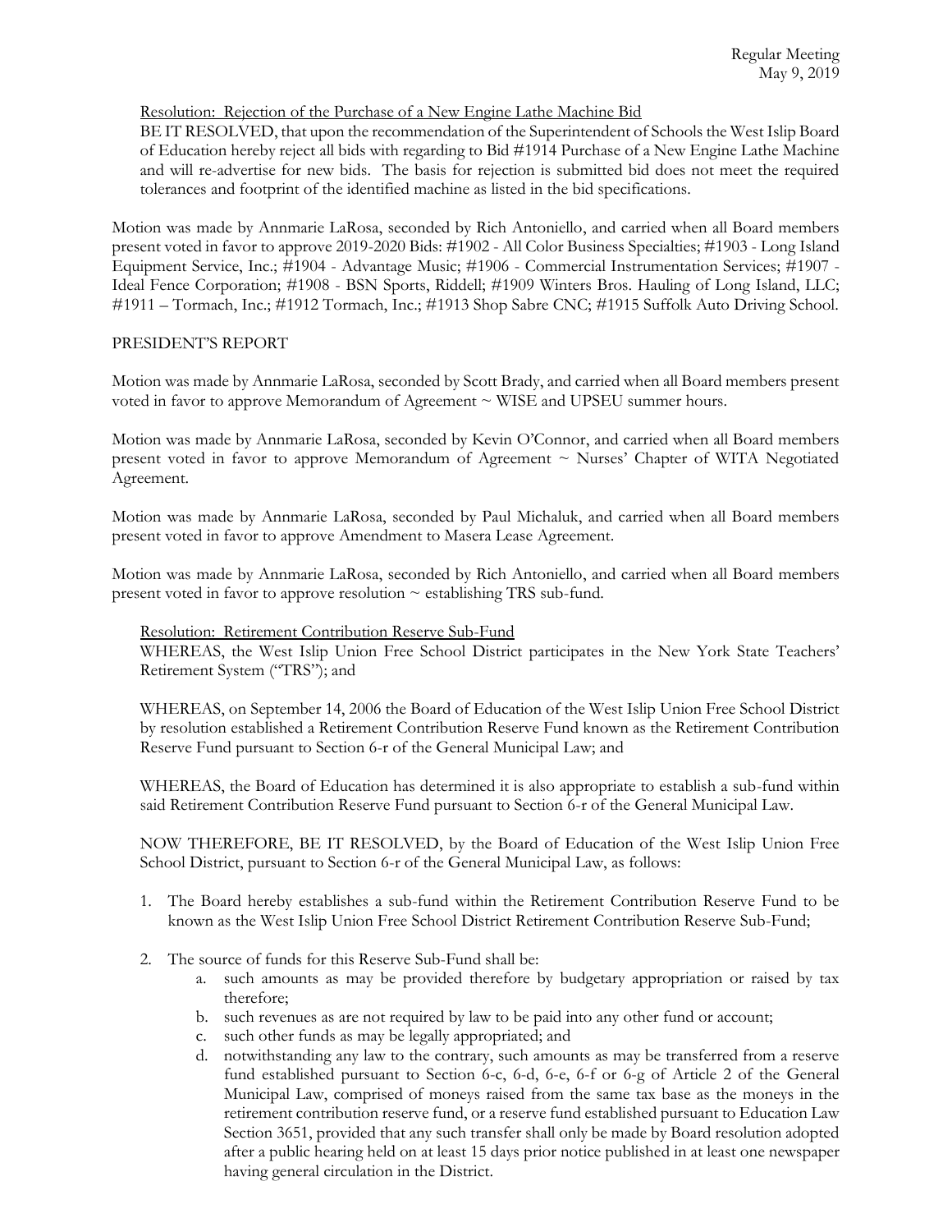Resolution: Rejection of the Purchase of a New Engine Lathe Machine Bid

BE IT RESOLVED, that upon the recommendation of the Superintendent of Schools the West Islip Board of Education hereby reject all bids with regarding to Bid #1914 Purchase of a New Engine Lathe Machine and will re-advertise for new bids. The basis for rejection is submitted bid does not meet the required tolerances and footprint of the identified machine as listed in the bid specifications.

Motion was made by Annmarie LaRosa, seconded by Rich Antoniello, and carried when all Board members present voted in favor to approve 2019-2020 Bids: #1902 - All Color Business Specialties; #1903 - Long Island Equipment Service, Inc.; #1904 - Advantage Music; #1906 - Commercial Instrumentation Services; #1907 - Ideal Fence Corporation; #1908 - BSN Sports, Riddell; #1909 Winters Bros. Hauling of Long Island, LLC; #1911 – Tormach, Inc.; #1912 Tormach, Inc.; #1913 Shop Sabre CNC; #1915 Suffolk Auto Driving School.

PRESIDENT'S REPORT

Motion was made by Annmarie LaRosa, seconded by Scott Brady, and carried when all Board members present voted in favor to approve Memorandum of Agreement ~ WISE and UPSEU summer hours.

Motion was made by Annmarie LaRosa, seconded by Kevin O'Connor, and carried when all Board members present voted in favor to approve Memorandum of Agreement ~ Nurses' Chapter of WITA Negotiated Agreement.

Motion was made by Annmarie LaRosa, seconded by Paul Michaluk, and carried when all Board members present voted in favor to approve Amendment to Masera Lease Agreement.

Motion was made by Annmarie LaRosa, seconded by Rich Antoniello, and carried when all Board members present voted in favor to approve resolution ~ establishing TRS sub-fund.

Resolution: Retirement Contribution Reserve Sub-Fund

WHEREAS, the West Islip Union Free School District participates in the New York State Teachers' Retirement System ("TRS"); and

WHEREAS, on September 14, 2006 the Board of Education of the West Islip Union Free School District by resolution established a Retirement Contribution Reserve Fund known as the Retirement Contribution Reserve Fund pursuant to Section 6-r of the General Municipal Law; and

WHEREAS, the Board of Education has determined it is also appropriate to establish a sub-fund within said Retirement Contribution Reserve Fund pursuant to Section 6-r of the General Municipal Law.

NOW THEREFORE, BE IT RESOLVED, by the Board of Education of the West Islip Union Free School District, pursuant to Section 6-r of the General Municipal Law, as follows:

1. The Board hereby establishes a sub-fund within the Retirement Contribution Reserve Fund to be known as the West Islip Union Free School District Retirement Contribution Reserve Sub-Fund;
2. The source of funds for this Reserve Sub-Fund shall be:
   a. such amounts as may be provided therefore by budgetary appropriation or raised by tax therefore;
   b. such revenues as are not required by law to be paid into any other fund or account;
   c. such other funds as may be legally appropriated; and
   d. notwithstanding any law to the contrary, such amounts as may be transferred from a reserve fund established pursuant to Section 6-c, 6-d, 6-e, 6-f or 6-g of Article 2 of the General Municipal Law, comprised of moneys raised from the same tax base as the moneys in the retirement contribution reserve fund, or a reserve fund established pursuant to Education Law Section 3651, provided that any such transfer shall only be made by Board resolution adopted after a public hearing held on at least 15 days prior notice published in at least one newspaper having general circulation in the District.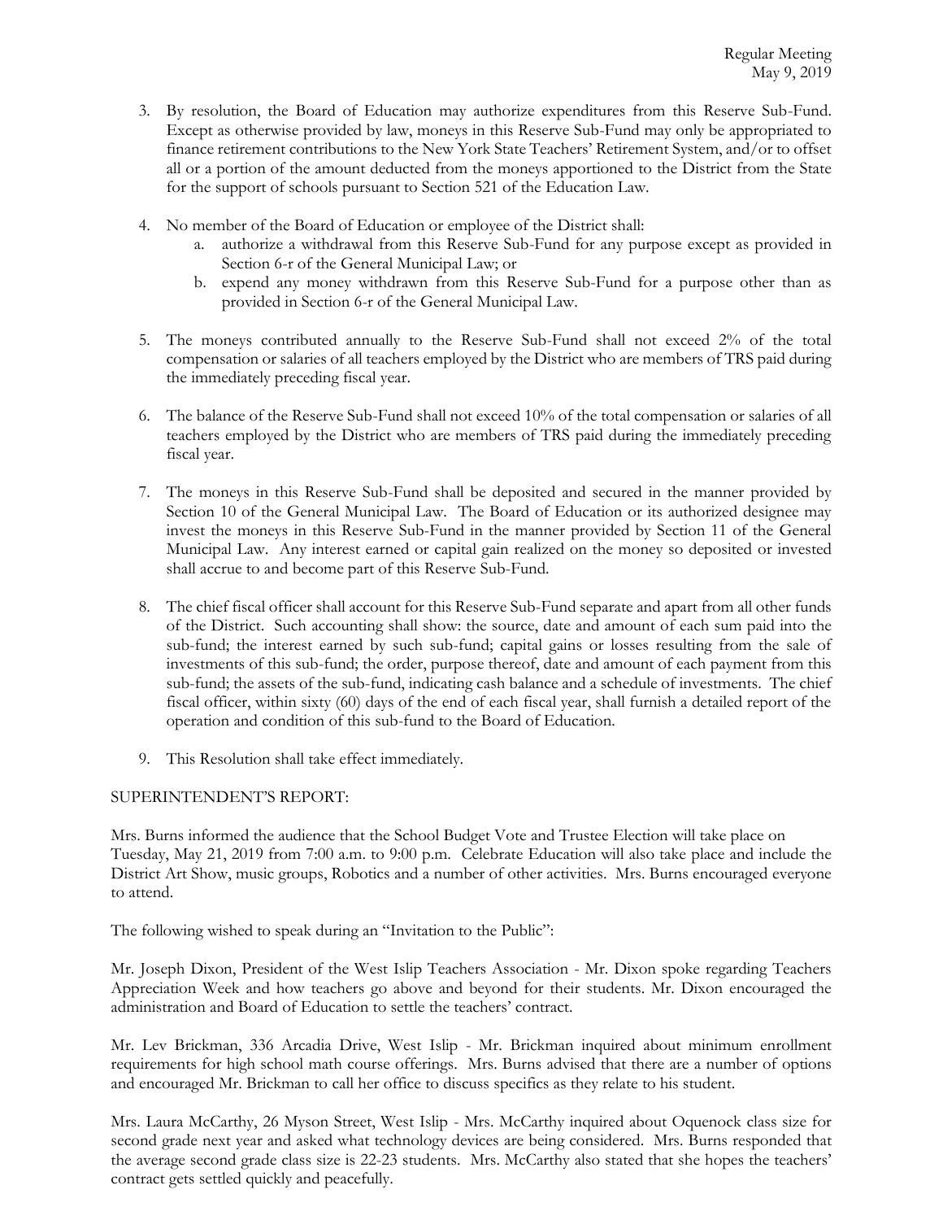3. By resolution, the Board of Education may authorize expenditures from this Reserve Sub-Fund. Except as otherwise provided by law, moneys in this Reserve Sub-Fund may only be appropriated to finance retirement contributions to the New York State Teachers' Retirement System, and/or to offset all or a portion of the amount deducted from the moneys apportioned to the District from the State for the support of schools pursuant to Section 521 of the Education Law.

4. No member of the Board of Education or employee of the District shall:
   a. authorize a withdrawal from this Reserve Sub-Fund for any purpose except as provided in Section 6-r of the General Municipal Law; or
   b. expend any money withdrawn from this Reserve Sub-Fund for a purpose other than as provided in Section 6-r of the General Municipal Law.

5. The moneys contributed annually to the Reserve Sub-Fund shall not exceed 2% of the total compensation or salaries of all teachers employed by the District who are members of TRS paid during the immediately preceding fiscal year.

6. The balance of the Reserve Sub-Fund shall not exceed 10% of the total compensation or salaries of all teachers employed by the District who are members of TRS paid during the immediately preceding fiscal year.

7. The moneys in this Reserve Sub-Fund shall be deposited and secured in the manner provided by Section 10 of the General Municipal Law. The Board of Education or its authorized designee may invest the moneys in this Reserve Sub-Fund in the manner provided by Section 11 of the General Municipal Law. Any interest earned or capital gain realized on the money so deposited or invested shall accrue to and become part of this Reserve Sub-Fund.

8. The chief fiscal officer shall account for this Reserve Sub-Fund separate and apart from all other funds of the District. Such accounting shall show: the source, date and amount of each sum paid into the sub-fund; the interest earned by such sub-fund; capital gains or losses resulting from the sale of investments of this sub-fund; the order, purpose thereof, date and amount of each payment from this sub-fund; the assets of the sub-fund, indicating cash balance and a schedule of investments. The chief fiscal officer, within sixty (60) days of the end of each fiscal year, shall furnish a detailed report of the operation and condition of this sub-fund to the Board of Education.

9. This Resolution shall take effect immediately.

SUPERINTENDENT'S REPORT:

Mrs. Burns informed the audience that the School Budget Vote and Trustee Election will take place on Tuesday, May 21, 2019 from 7:00 a.m. to 9:00 p.m. Celebrate Education will also take place and include the District Art Show, music groups, Robotics and a number of other activities. Mrs. Burns encouraged everyone to attend.

The following wished to speak during an "Invitation to the Public":

Mr. Joseph Dixon, President of the West Islip Teachers Association - Mr. Dixon spoke regarding Teachers Appreciation Week and how teachers go above and beyond for their students. Mr. Dixon encouraged the administration and Board of Education to settle the teachers' contract.

Mr. Lev Brickman, 336 Arcadia Drive, West Islip - Mr. Brickman inquired about minimum enrollment requirements for high school math course offerings. Mrs. Burns advised that there are a number of options and encouraged Mr. Brickman to call her office to discuss specifics as they relate to his student.

Mrs. Laura McCarthy, 26 Myson Street, West Islip - Mrs. McCarthy inquired about Oquenock class size for second grade next year and asked what technology devices are being considered. Mrs. Burns responded that the average second grade class size is 22-23 students. Mrs. McCarthy also stated that she hopes the teachers' contract gets settled quickly and peacefully.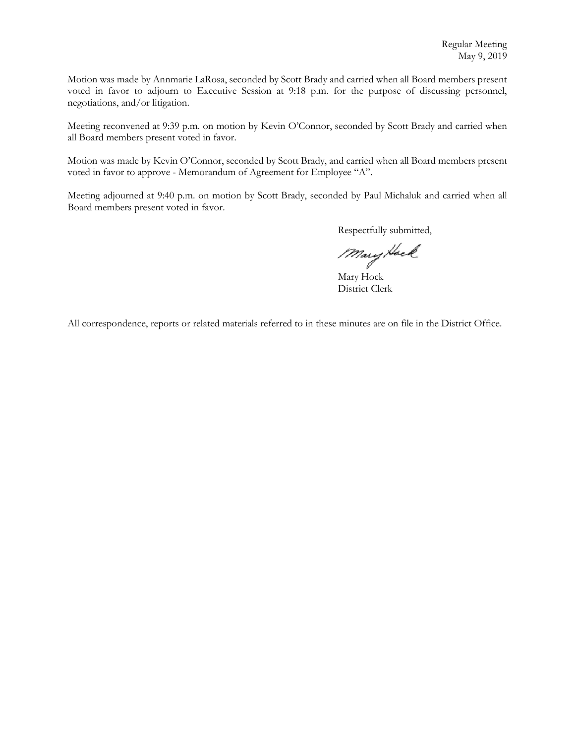Motion was made by Annmarie LaRosa, seconded by Scott Brady and carried when all Board members present voted in favor to adjourn to Executive Session at 9:18 p.m. for the purpose of discussing personnel, negotiations, and/or litigation.

Meeting reconvened at 9:39 p.m. on motion by Kevin O'Connor, seconded by Scott Brady and carried when all Board members present voted in favor.

Motion was made by Kevin O'Connor, seconded by Scott Brady, and carried when all Board members present voted in favor to approve - Memorandum of Agreement for Employee "A".

Meeting adjourned at 9:40 p.m. on motion by Scott Brady, seconded by Paul Michaluk and carried when all Board members present voted in favor.

Respectfully submitted,

Mary Hock

Mary Hock
District Clerk

All correspondence, reports or related materials referred to in these minutes are on file in the District Office.